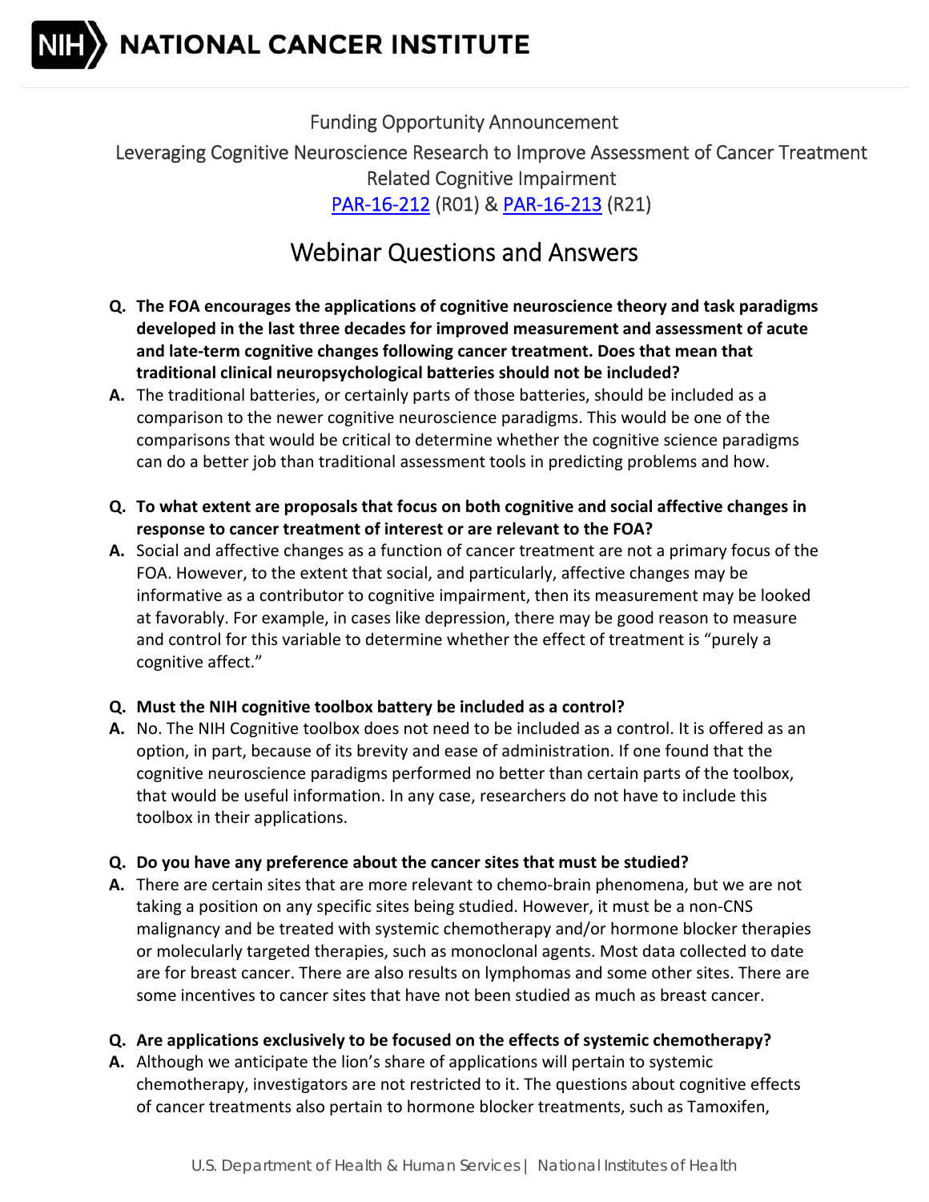# NATIONAL CANCER INSTITUTE

Funding Opportunity Announcement

Leveraging Cognitive Neuroscience Research to Improve Assessment of Cancer Treatment Related Cognitive Impairment

PAR-16-212 (R01) & PAR-16-213 (R21)

## Webinar Questions and Answers

**Q. The FOA encourages the applications of cognitive neuroscience theory and task paradigms developed in the last three decades for improved measurement and assessment of acute and late-term cognitive changes following cancer treatment. Does that mean that traditional clinical neuropsychological batteries should not be included?**

**A.** The traditional batteries, or certainly parts of those batteries, should be included as a comparison to the newer cognitive neuroscience paradigms. This would be one of the comparisons that would be critical to determine whether the cognitive science paradigms can do a better job than traditional assessment tools in predicting problems and how.

**Q. To what extent are proposals that focus on both cognitive and social affective changes in response to cancer treatment of interest or are relevant to the FOA?**

**A.** Social and affective changes as a function of cancer treatment are not a primary focus of the FOA. However, to the extent that social, and particularly, affective changes may be informative as a contributor to cognitive impairment, then its measurement may be looked at favorably. For example, in cases like depression, there may be good reason to measure and control for this variable to determine whether the effect of treatment is "purely a cognitive affect."

**Q. Must the NIH cognitive toolbox battery be included as a control?**

**A.** No. The NIH Cognitive toolbox does not need to be included as a control. It is offered as an option, in part, because of its brevity and ease of administration. If one found that the cognitive neuroscience paradigms performed no better than certain parts of the toolbox, that would be useful information. In any case, researchers do not have to include this toolbox in their applications.

**Q. Do you have any preference about the cancer sites that must be studied?**

**A.** There are certain sites that are more relevant to chemo-brain phenomena, but we are not taking a position on any specific sites being studied. However, it must be a non-CNS malignancy and be treated with systemic chemotherapy and/or hormone blocker therapies or molecularly targeted therapies, such as monoclonal agents. Most data collected to date are for breast cancer. There are also results on lymphomas and some other sites. There are some incentives to cancer sites that have not been studied as much as breast cancer.

**Q. Are applications exclusively to be focused on the effects of systemic chemotherapy?**

**A.** Although we anticipate the lion's share of applications will pertain to systemic chemotherapy, investigators are not restricted to it. The questions about cognitive effects of cancer treatments also pertain to hormone blocker treatments, such as Tamoxifen,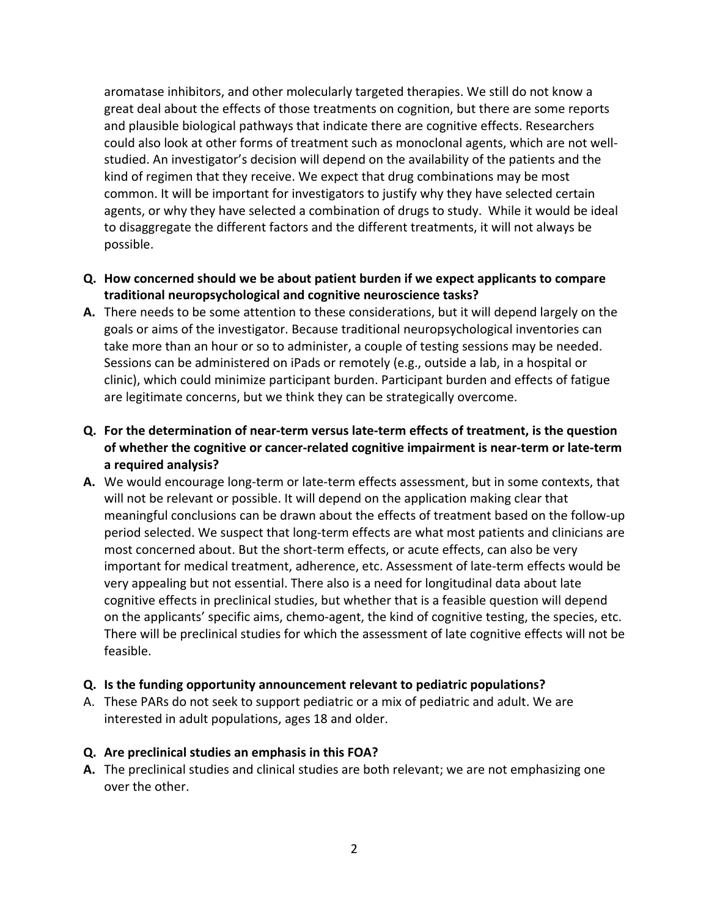aromatase inhibitors, and other molecularly targeted therapies. We still do not know a great deal about the effects of those treatments on cognition, but there are some reports and plausible biological pathways that indicate there are cognitive effects. Researchers could also look at other forms of treatment such as monoclonal agents, which are not well-studied. An investigator's decision will depend on the availability of the patients and the kind of regimen that they receive. We expect that drug combinations may be most common. It will be important for investigators to justify why they have selected certain agents, or why they have selected a combination of drugs to study. While it would be ideal to disaggregate the different factors and the different treatments, it will not always be possible.

**Q. How concerned should we be about patient burden if we expect applicants to compare traditional neuropsychological and cognitive neuroscience tasks?**

**A.** There needs to be some attention to these considerations, but it will depend largely on the goals or aims of the investigator. Because traditional neuropsychological inventories can take more than an hour or so to administer, a couple of testing sessions may be needed. Sessions can be administered on iPads or remotely (e.g., outside a lab, in a hospital or clinic), which could minimize participant burden. Participant burden and effects of fatigue are legitimate concerns, but we think they can be strategically overcome.

**Q. For the determination of near-term versus late-term effects of treatment, is the question of whether the cognitive or cancer-related cognitive impairment is near-term or late-term a required analysis?**

**A.** We would encourage long-term or late-term effects assessment, but in some contexts, that will not be relevant or possible. It will depend on the application making clear that meaningful conclusions can be drawn about the effects of treatment based on the follow-up period selected. We suspect that long-term effects are what most patients and clinicians are most concerned about. But the short-term effects, or acute effects, can also be very important for medical treatment, adherence, etc. Assessment of late-term effects would be very appealing but not essential. There also is a need for longitudinal data about late cognitive effects in preclinical studies, but whether that is a feasible question will depend on the applicants' specific aims, chemo-agent, the kind of cognitive testing, the species, etc. There will be preclinical studies for which the assessment of late cognitive effects will not be feasible.

**Q. Is the funding opportunity announcement relevant to pediatric populations?**

A. These PARs do not seek to support pediatric or a mix of pediatric and adult. We are interested in adult populations, ages 18 and older.

**Q. Are preclinical studies an emphasis in this FOA?**

**A.** The preclinical studies and clinical studies are both relevant; we are not emphasizing one over the other.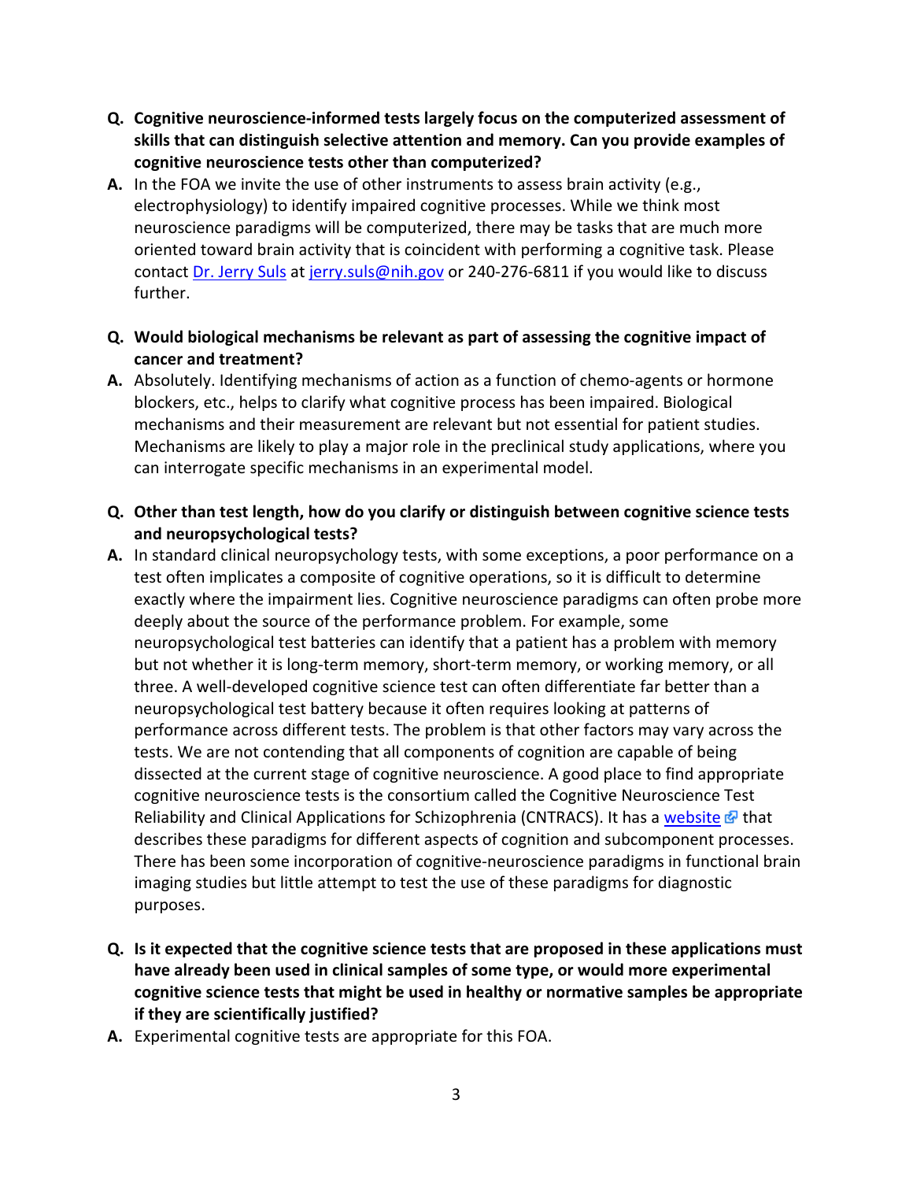**Q. Cognitive neuroscience-informed tests largely focus on the computerized assessment of skills that can distinguish selective attention and memory. Can you provide examples of cognitive neuroscience tests other than computerized?**

**A.** In the FOA we invite the use of other instruments to assess brain activity (e.g., electrophysiology) to identify impaired cognitive processes. While we think most neuroscience paradigms will be computerized, there may be tasks that are much more oriented toward brain activity that is coincident with performing a cognitive task. Please contact Dr. Jerry Suls at jerry.suls@nih.gov or 240-276-6811 if you would like to discuss further.

**Q. Would biological mechanisms be relevant as part of assessing the cognitive impact of cancer and treatment?**

**A.** Absolutely. Identifying mechanisms of action as a function of chemo-agents or hormone blockers, etc., helps to clarify what cognitive process has been impaired. Biological mechanisms and their measurement are relevant but not essential for patient studies. Mechanisms are likely to play a major role in the preclinical study applications, where you can interrogate specific mechanisms in an experimental model.

**Q. Other than test length, how do you clarify or distinguish between cognitive science tests and neuropsychological tests?**

**A.** In standard clinical neuropsychology tests, with some exceptions, a poor performance on a test often implicates a composite of cognitive operations, so it is difficult to determine exactly where the impairment lies. Cognitive neuroscience paradigms can often probe more deeply about the source of the performance problem. For example, some neuropsychological test batteries can identify that a patient has a problem with memory but not whether it is long-term memory, short-term memory, or working memory, or all three. A well-developed cognitive science test can often differentiate far better than a neuropsychological test battery because it often requires looking at patterns of performance across different tests. The problem is that other factors may vary across the tests. We are not contending that all components of cognition are capable of being dissected at the current stage of cognitive neuroscience. A good place to find appropriate cognitive neuroscience tests is the consortium called the Cognitive Neuroscience Test Reliability and Clinical Applications for Schizophrenia (CNTRACS). It has a website that describes these paradigms for different aspects of cognition and subcomponent processes. There has been some incorporation of cognitive-neuroscience paradigms in functional brain imaging studies but little attempt to test the use of these paradigms for diagnostic purposes.

**Q. Is it expected that the cognitive science tests that are proposed in these applications must have already been used in clinical samples of some type, or would more experimental cognitive science tests that might be used in healthy or normative samples be appropriate if they are scientifically justified?**

**A.** Experimental cognitive tests are appropriate for this FOA.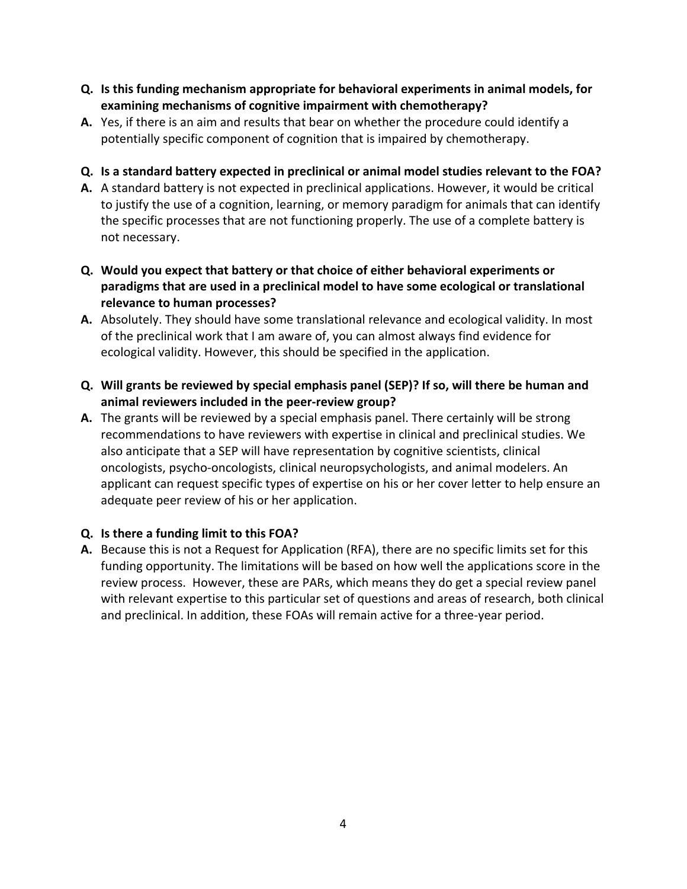**Q. Is this funding mechanism appropriate for behavioral experiments in animal models, for examining mechanisms of cognitive impairment with chemotherapy?**

**A.** Yes, if there is an aim and results that bear on whether the procedure could identify a potentially specific component of cognition that is impaired by chemotherapy.

**Q. Is a standard battery expected in preclinical or animal model studies relevant to the FOA?**

**A.** A standard battery is not expected in preclinical applications. However, it would be critical to justify the use of a cognition, learning, or memory paradigm for animals that can identify the specific processes that are not functioning properly. The use of a complete battery is not necessary.

**Q. Would you expect that battery or that choice of either behavioral experiments or paradigms that are used in a preclinical model to have some ecological or translational relevance to human processes?**

**A.** Absolutely. They should have some translational relevance and ecological validity. In most of the preclinical work that I am aware of, you can almost always find evidence for ecological validity. However, this should be specified in the application.

**Q. Will grants be reviewed by special emphasis panel (SEP)? If so, will there be human and animal reviewers included in the peer-review group?**

**A.** The grants will be reviewed by a special emphasis panel. There certainly will be strong recommendations to have reviewers with expertise in clinical and preclinical studies. We also anticipate that a SEP will have representation by cognitive scientists, clinical oncologists, psycho-oncologists, clinical neuropsychologists, and animal modelers. An applicant can request specific types of expertise on his or her cover letter to help ensure an adequate peer review of his or her application.

**Q. Is there a funding limit to this FOA?**

**A.** Because this is not a Request for Application (RFA), there are no specific limits set for this funding opportunity. The limitations will be based on how well the applications score in the review process. However, these are PARs, which means they do get a special review panel with relevant expertise to this particular set of questions and areas of research, both clinical and preclinical. In addition, these FOAs will remain active for a three-year period.